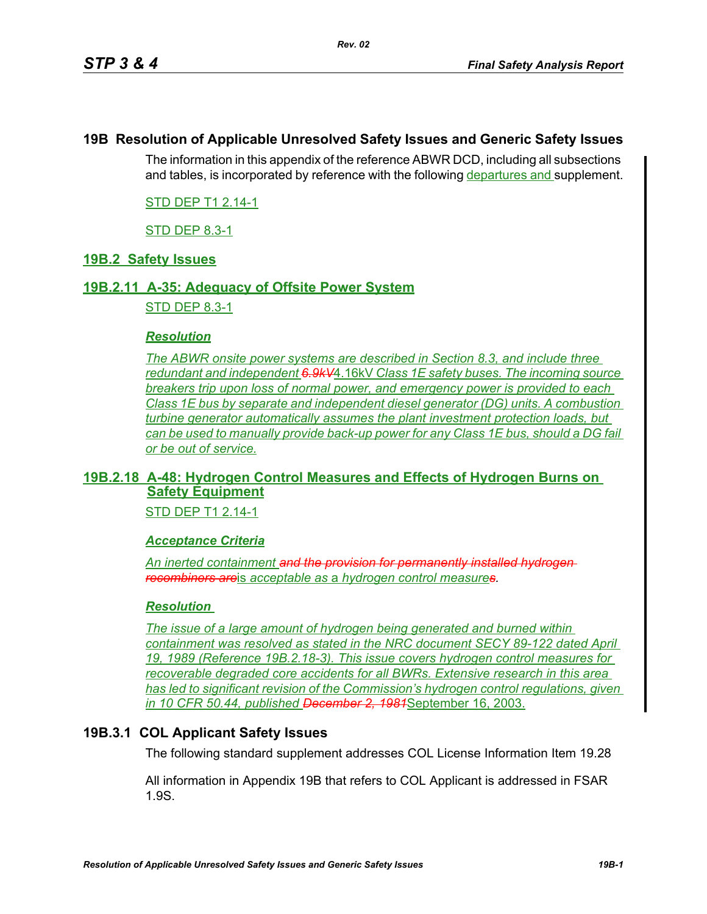# 19B Resolution of Applicable Unresolved Safety Issues and Generic Safety Issues

The information in this appendix of the reference ABWR DCD, including all subsections and tables, is incorporated by reference with the following departures and supplement.

STD DEP T1 2.14-1

STD DEP 8.3-1

## 19B.2 Safety Issues

### 19B.2.11 A-35: Adequacy of Offsite Power System

STD DEP 8.3-1

***Resolution***

*The ABWR onsite power systems are described in Section 8.3, and include three redundant and independent ~~6.9kV~~*4.16kV *Class 1E safety buses. The incoming source breakers trip upon loss of normal power, and emergency power is provided to each Class 1E bus by separate and independent diesel generator (DG) units. A combustion turbine generator automatically assumes the plant investment protection loads, but can be used to manually provide back-up power for any Class 1E bus, should a DG fail or be out of service.*

### 19B.2.18 A-48: Hydrogen Control Measures and Effects of Hydrogen Burns on Safety Equipment

STD DEP T1 2.14-1

***Acceptance Criteria***

*An inerted containment ~~and the provision for permanently installed hydrogen recombiners are~~*is *acceptable as a hydrogen control measure~~s~~.*

***Resolution***

*The issue of a large amount of hydrogen being generated and burned within containment was resolved as stated in the NRC document SECY 89-122 dated April 19, 1989 (Reference 19B.2.18-3). This issue covers hydrogen control measures for recoverable degraded core accidents for all BWRs. Extensive research in this area has led to significant revision of the Commission's hydrogen control regulations, given in 10 CFR 50.44, published ~~December 2, 1981~~*September 16, 2003.

## 19B.3.1 COL Applicant Safety Issues

The following standard supplement addresses COL License Information Item 19.28

All information in Appendix 19B that refers to COL Applicant is addressed in FSAR 1.9S.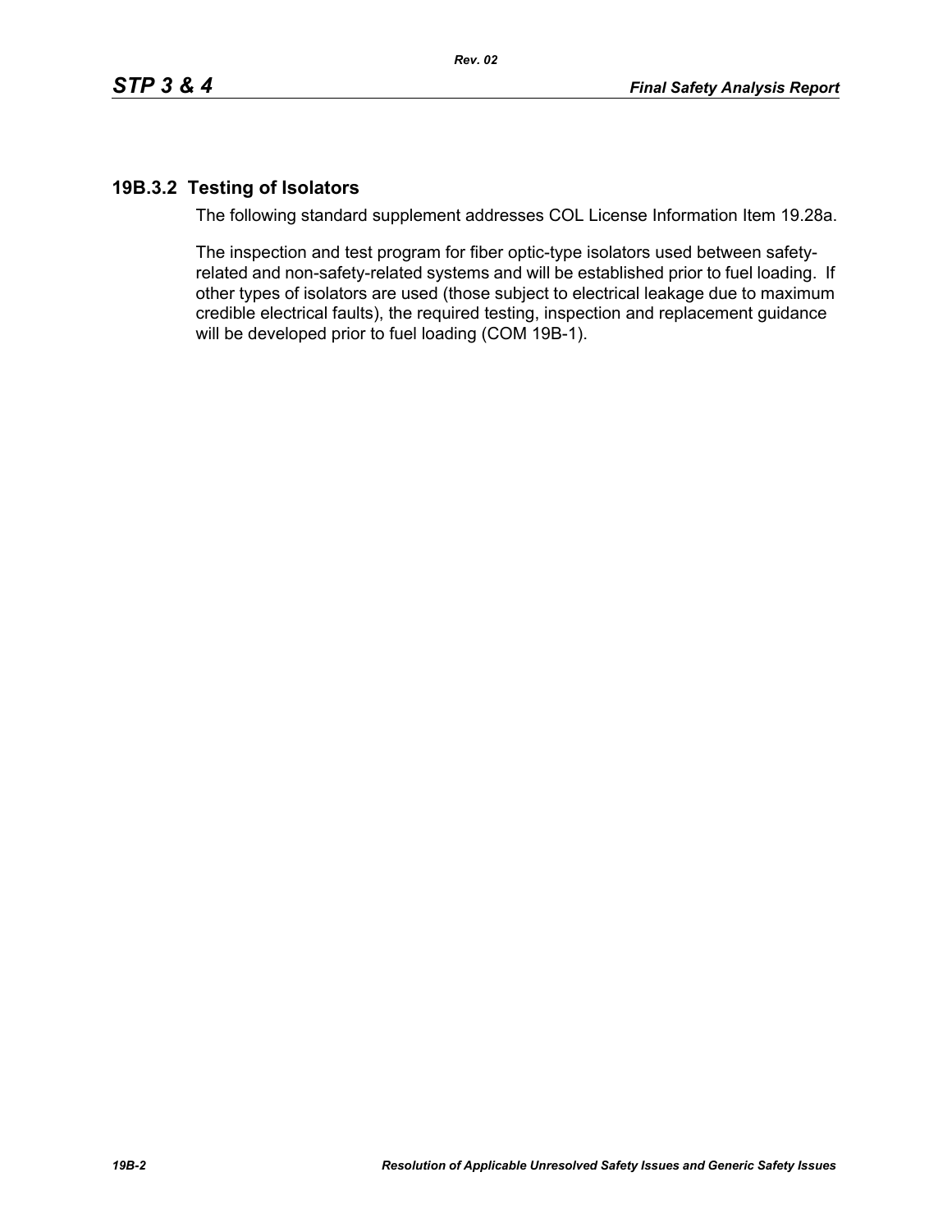### 19B.3.2 Testing of Isolators

The following standard supplement addresses COL License Information Item 19.28a.

The inspection and test program for fiber optic-type isolators used between safety-related and non-safety-related systems and will be established prior to fuel loading. If other types of isolators are used (those subject to electrical leakage due to maximum credible electrical faults), the required testing, inspection and replacement guidance will be developed prior to fuel loading (COM 19B-1).